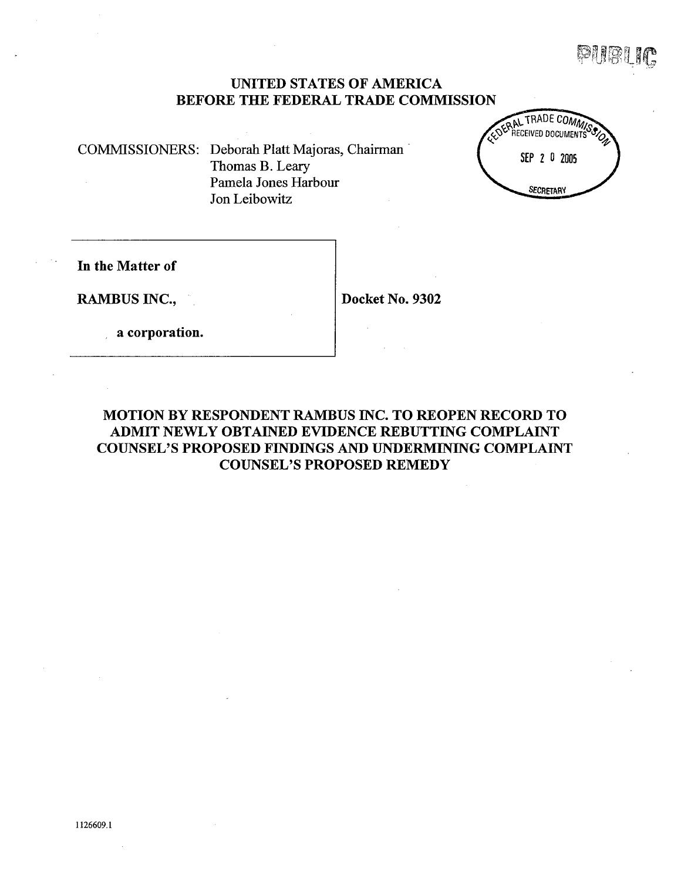PUBLIC

# UNITED STATES OF AMERICA
# BEFORE THE FEDERAL TRADE COMMISSION

FEDERAL TRADE COMMISSION
RECEIVED DOCUMENTS
SEP 20 2005
SECRETARY

COMMISSIONERS: Deborah Platt Majoras, Chairman
Thomas B. Leary
Pamela Jones Harbour
Jon Leibowitz

**In the Matter of**

**RAMBUS INC.,**

**a corporation.**

**Docket No. 9302**

## MOTION BY RESPONDENT RAMBUS INC. TO REOPEN RECORD TO ADMIT NEWLY OBTAINED EVIDENCE REBUTTING COMPLAINT COUNSEL'S PROPOSED FINDINGS AND UNDERMINING COMPLAINT COUNSEL'S PROPOSED REMEDY

1126609.1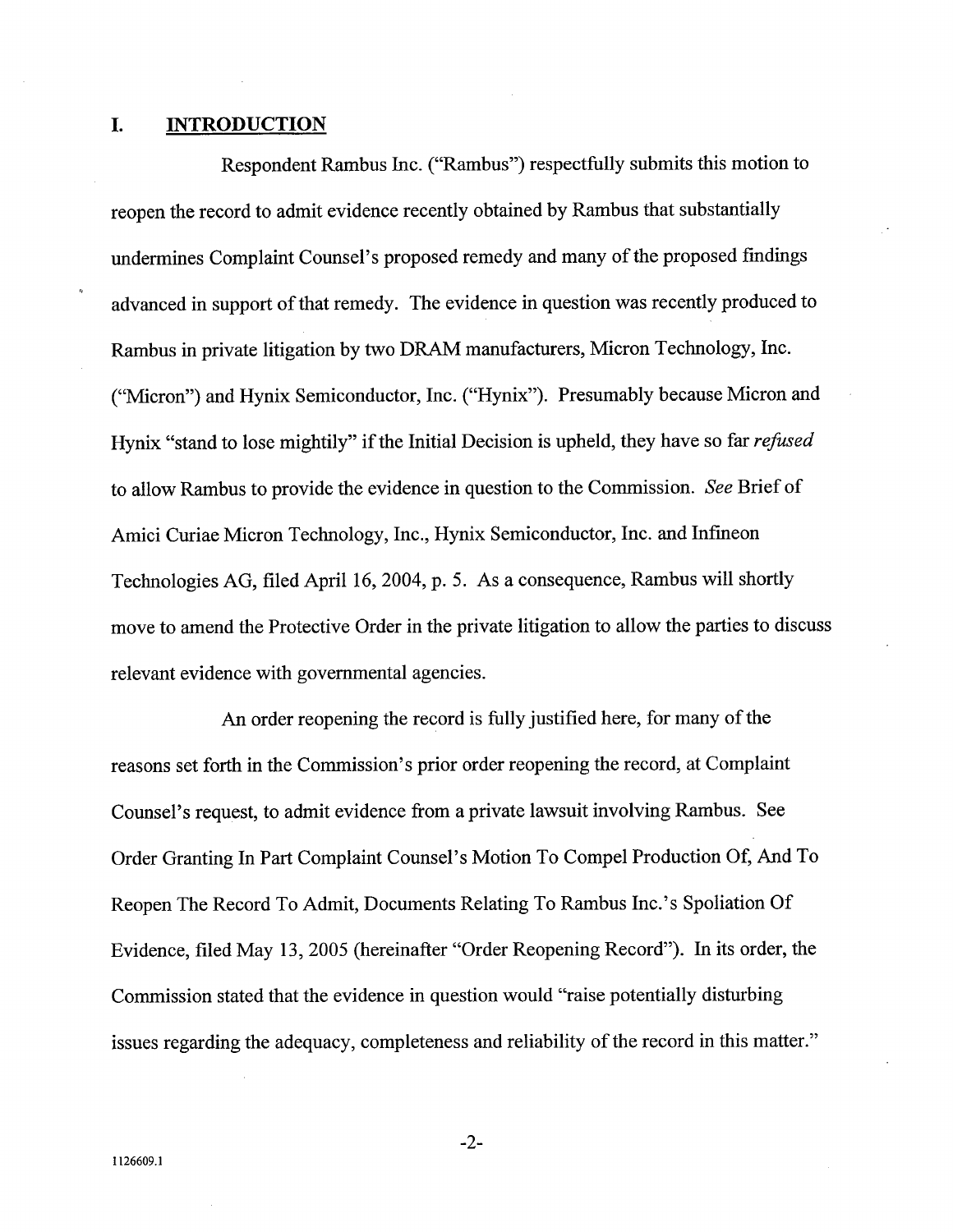## I. INTRODUCTION

Respondent Rambus Inc. ("Rambus") respectfully submits this motion to reopen the record to admit evidence recently obtained by Rambus that substantially undermines Complaint Counsel's proposed remedy and many of the proposed findings advanced in support of that remedy. The evidence in question was recently produced to Rambus in private litigation by two DRAM manufacturers, Micron Technology, Inc. ("Micron") and Hynix Semiconductor, Inc. ("Hynix"). Presumably because Micron and Hynix "stand to lose mightily" if the Initial Decision is upheld, they have so far *refused* to allow Rambus to provide the evidence in question to the Commission. *See* Brief of Amici Curiae Micron Technology, Inc., Hynix Semiconductor, Inc. and Infineon Technologies AG, filed April 16, 2004, p. 5. As a consequence, Rambus will shortly move to amend the Protective Order in the private litigation to allow the parties to discuss relevant evidence with governmental agencies.

An order reopening the record is fully justified here, for many of the reasons set forth in the Commission's prior order reopening the record, at Complaint Counsel's request, to admit evidence from a private lawsuit involving Rambus. See Order Granting In Part Complaint Counsel's Motion To Compel Production Of, And To Reopen The Record To Admit, Documents Relating To Rambus Inc.'s Spoliation Of Evidence, filed May 13, 2005 (hereinafter "Order Reopening Record"). In its order, the Commission stated that the evidence in question would "raise potentially disturbing issues regarding the adequacy, completeness and reliability of the record in this matter."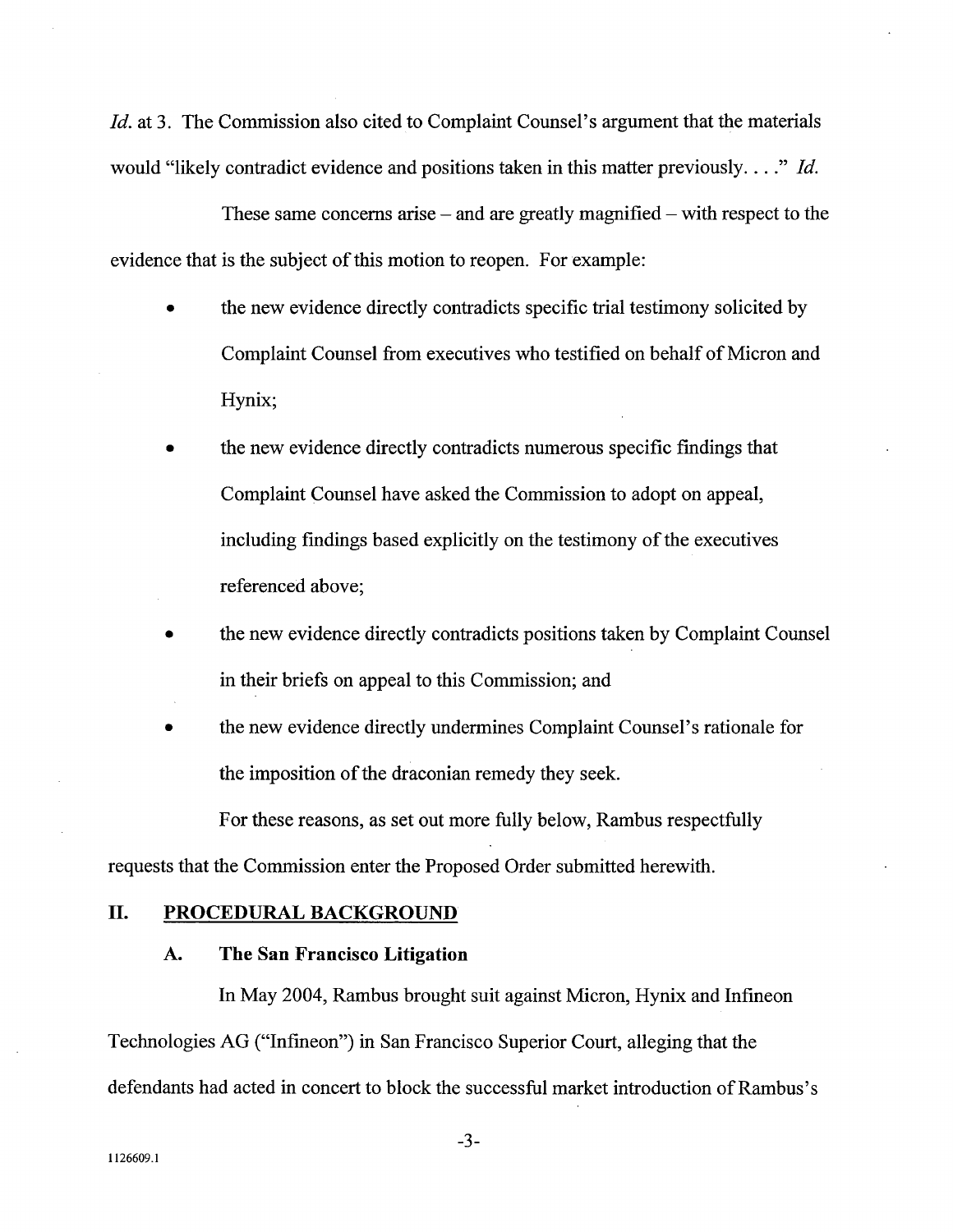*Id.* at 3. The Commission also cited to Complaint Counsel's argument that the materials would "likely contradict evidence and positions taken in this matter previously. . . ." *Id.*

These same concerns arise – and are greatly magnified – with respect to the evidence that is the subject of this motion to reopen. For example:

- the new evidence directly contradicts specific trial testimony solicited by Complaint Counsel from executives who testified on behalf of Micron and Hynix;
- the new evidence directly contradicts numerous specific findings that Complaint Counsel have asked the Commission to adopt on appeal, including findings based explicitly on the testimony of the executives referenced above;
- the new evidence directly contradicts positions taken by Complaint Counsel in their briefs on appeal to this Commission; and
- the new evidence directly undermines Complaint Counsel's rationale for the imposition of the draconian remedy they seek.

For these reasons, as set out more fully below, Rambus respectfully requests that the Commission enter the Proposed Order submitted herewith.

## II. PROCEDURAL BACKGROUND

### A. The San Francisco Litigation

In May 2004, Rambus brought suit against Micron, Hynix and Infineon Technologies AG ("Infineon") in San Francisco Superior Court, alleging that the defendants had acted in concert to block the successful market introduction of Rambus's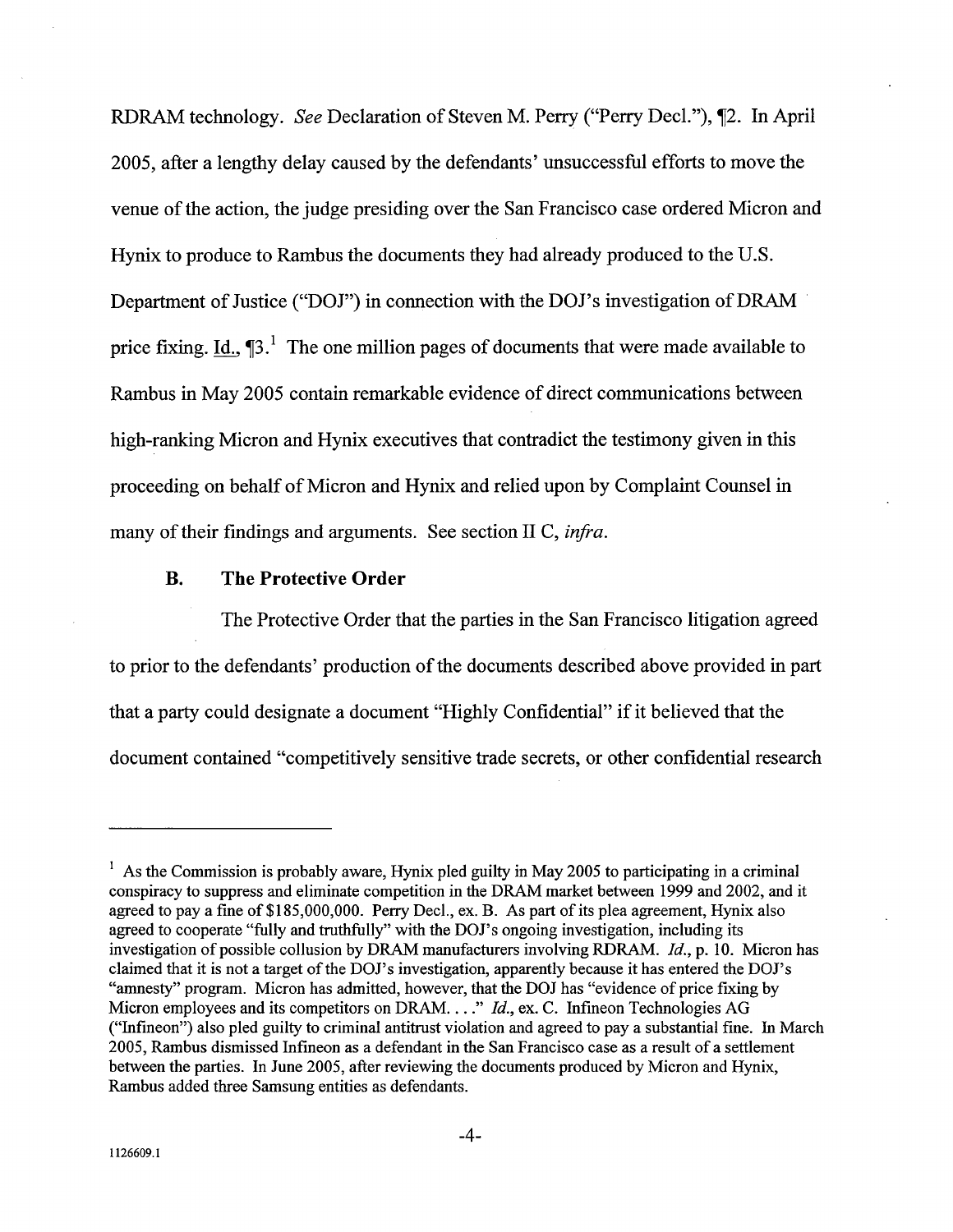RDRAM technology. *See* Declaration of Steven M. Perry ("Perry Decl."), ¶2. In April 2005, after a lengthy delay caused by the defendants' unsuccessful efforts to move the venue of the action, the judge presiding over the San Francisco case ordered Micron and Hynix to produce to Rambus the documents they had already produced to the U.S. Department of Justice ("DOJ") in connection with the DOJ's investigation of DRAM price fixing. Id., ¶3.[1] The one million pages of documents that were made available to Rambus in May 2005 contain remarkable evidence of direct communications between high-ranking Micron and Hynix executives that contradict the testimony given in this proceeding on behalf of Micron and Hynix and relied upon by Complaint Counsel in many of their findings and arguments. See section II C, *infra*.

### B. The Protective Order

The Protective Order that the parties in the San Francisco litigation agreed to prior to the defendants' production of the documents described above provided in part that a party could designate a document "Highly Confidential" if it believed that the document contained "competitively sensitive trade secrets, or other confidential research

---

[1] As the Commission is probably aware, Hynix pled guilty in May 2005 to participating in a criminal conspiracy to suppress and eliminate competition in the DRAM market between 1999 and 2002, and it agreed to pay a fine of $185,000,000. Perry Decl., ex. B. As part of its plea agreement, Hynix also agreed to cooperate "fully and truthfully" with the DOJ's ongoing investigation, including its investigation of possible collusion by DRAM manufacturers involving RDRAM. *Id.*, p. 10. Micron has claimed that it is not a target of the DOJ's investigation, apparently because it has entered the DOJ's "amnesty" program. Micron has admitted, however, that the DOJ has "evidence of price fixing by Micron employees and its competitors on DRAM. . . ." *Id.*, ex. C. Infineon Technologies AG ("Infineon") also pled guilty to criminal antitrust violation and agreed to pay a substantial fine. In March 2005, Rambus dismissed Infineon as a defendant in the San Francisco case as a result of a settlement between the parties. In June 2005, after reviewing the documents produced by Micron and Hynix, Rambus added three Samsung entities as defendants.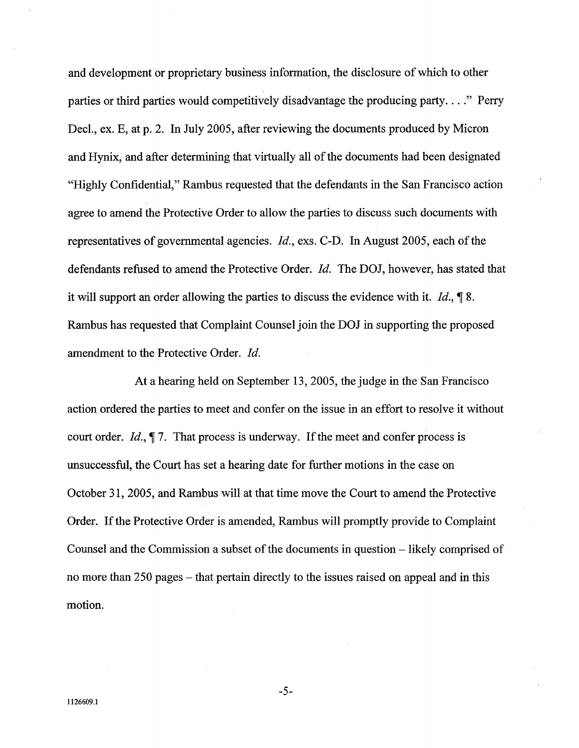and development or proprietary business information, the disclosure of which to other parties or third parties would competitively disadvantage the producing party. . . ." Perry Decl., ex. E, at p. 2. In July 2005, after reviewing the documents produced by Micron and Hynix, and after determining that virtually all of the documents had been designated "Highly Confidential," Rambus requested that the defendants in the San Francisco action agree to amend the Protective Order to allow the parties to discuss such documents with representatives of governmental agencies. *Id.*, exs. C-D. In August 2005, each of the defendants refused to amend the Protective Order. *Id.* The DOJ, however, has stated that it will support an order allowing the parties to discuss the evidence with it. *Id.*, ¶ 8. Rambus has requested that Complaint Counsel join the DOJ in supporting the proposed amendment to the Protective Order. *Id.*

At a hearing held on September 13, 2005, the judge in the San Francisco action ordered the parties to meet and confer on the issue in an effort to resolve it without court order. *Id.*, ¶ 7. That process is underway. If the meet and confer process is unsuccessful, the Court has set a hearing date for further motions in the case on October 31, 2005, and Rambus will at that time move the Court to amend the Protective Order. If the Protective Order is amended, Rambus will promptly provide to Complaint Counsel and the Commission a subset of the documents in question – likely comprised of no more than 250 pages – that pertain directly to the issues raised on appeal and in this motion.

1126609.1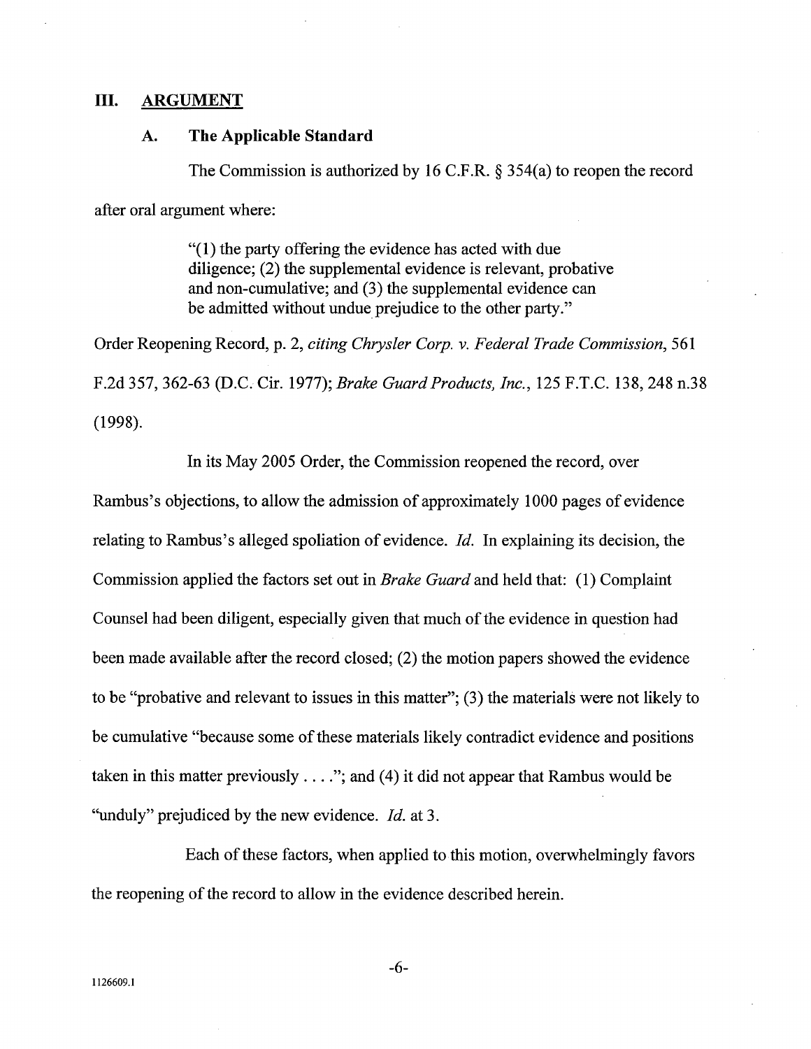## III. ARGUMENT

### A. The Applicable Standard

The Commission is authorized by 16 C.F.R. § 354(a) to reopen the record after oral argument where:

> "(1) the party offering the evidence has acted with due diligence; (2) the supplemental evidence is relevant, probative and non-cumulative; and (3) the supplemental evidence can be admitted without undue prejudice to the other party."

Order Reopening Record, p. 2, *citing Chrysler Corp. v. Federal Trade Commission*, 561 F.2d 357, 362-63 (D.C. Cir. 1977); *Brake Guard Products, Inc.*, 125 F.T.C. 138, 248 n.38 (1998).

In its May 2005 Order, the Commission reopened the record, over Rambus's objections, to allow the admission of approximately 1000 pages of evidence relating to Rambus's alleged spoliation of evidence. *Id.* In explaining its decision, the Commission applied the factors set out in *Brake Guard* and held that: (1) Complaint Counsel had been diligent, especially given that much of the evidence in question had been made available after the record closed; (2) the motion papers showed the evidence to be "probative and relevant to issues in this matter"; (3) the materials were not likely to be cumulative "because some of these materials likely contradict evidence and positions taken in this matter previously . . . ."; and (4) it did not appear that Rambus would be "unduly" prejudiced by the new evidence. *Id.* at 3.

Each of these factors, when applied to this motion, overwhelmingly favors the reopening of the record to allow in the evidence described herein.

1126609.1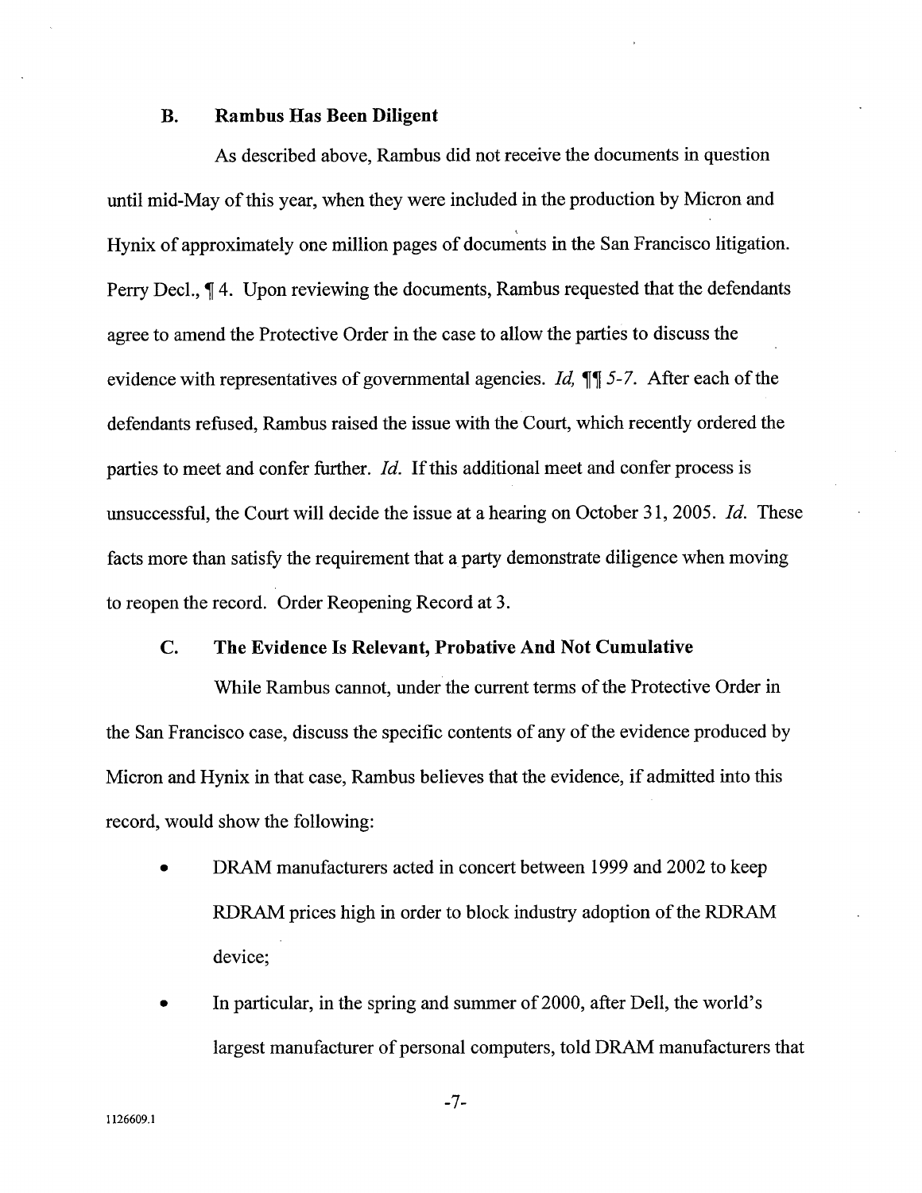### B. Rambus Has Been Diligent

As described above, Rambus did not receive the documents in question until mid-May of this year, when they were included in the production by Micron and Hynix of approximately one million pages of documents in the San Francisco litigation. Perry Decl., ¶ 4. Upon reviewing the documents, Rambus requested that the defendants agree to amend the Protective Order in the case to allow the parties to discuss the evidence with representatives of governmental agencies. *Id,* ¶¶ *5-7*. After each of the defendants refused, Rambus raised the issue with the Court, which recently ordered the parties to meet and confer further. *Id.* If this additional meet and confer process is unsuccessful, the Court will decide the issue at a hearing on October 31, 2005. *Id.* These facts more than satisfy the requirement that a party demonstrate diligence when moving to reopen the record. Order Reopening Record at 3.

### C. The Evidence Is Relevant, Probative And Not Cumulative

While Rambus cannot, under the current terms of the Protective Order in the San Francisco case, discuss the specific contents of any of the evidence produced by Micron and Hynix in that case, Rambus believes that the evidence, if admitted into this record, would show the following:

- DRAM manufacturers acted in concert between 1999 and 2002 to keep RDRAM prices high in order to block industry adoption of the RDRAM device;
- In particular, in the spring and summer of 2000, after Dell, the world's largest manufacturer of personal computers, told DRAM manufacturers that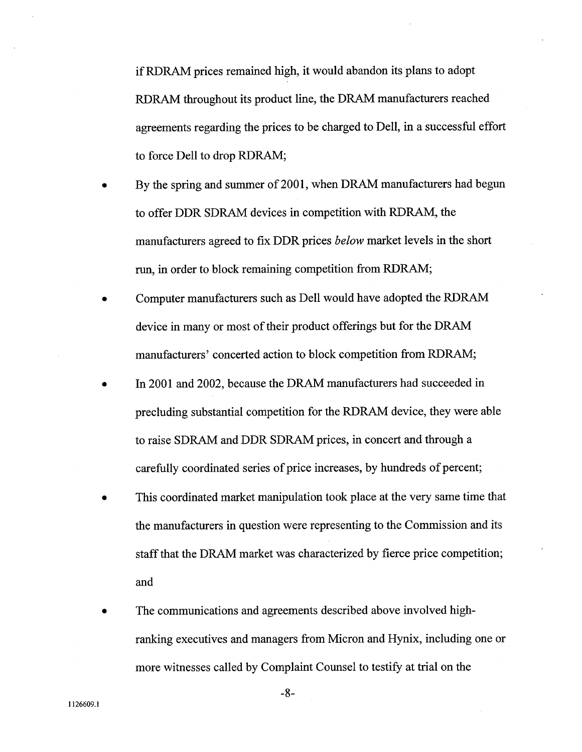if RDRAM prices remained high, it would abandon its plans to adopt RDRAM throughout its product line, the DRAM manufacturers reached agreements regarding the prices to be charged to Dell, in a successful effort to force Dell to drop RDRAM;

- By the spring and summer of 2001, when DRAM manufacturers had begun to offer DDR SDRAM devices in competition with RDRAM, the manufacturers agreed to fix DDR prices *below* market levels in the short run, in order to block remaining competition from RDRAM;
- Computer manufacturers such as Dell would have adopted the RDRAM device in many or most of their product offerings but for the DRAM manufacturers' concerted action to block competition from RDRAM;
- In 2001 and 2002, because the DRAM manufacturers had succeeded in precluding substantial competition for the RDRAM device, they were able to raise SDRAM and DDR SDRAM prices, in concert and through a carefully coordinated series of price increases, by hundreds of percent;
- This coordinated market manipulation took place at the very same time that the manufacturers in question were representing to the Commission and its staff that the DRAM market was characterized by fierce price competition; and
- The communications and agreements described above involved high-ranking executives and managers from Micron and Hynix, including one or more witnesses called by Complaint Counsel to testify at trial on the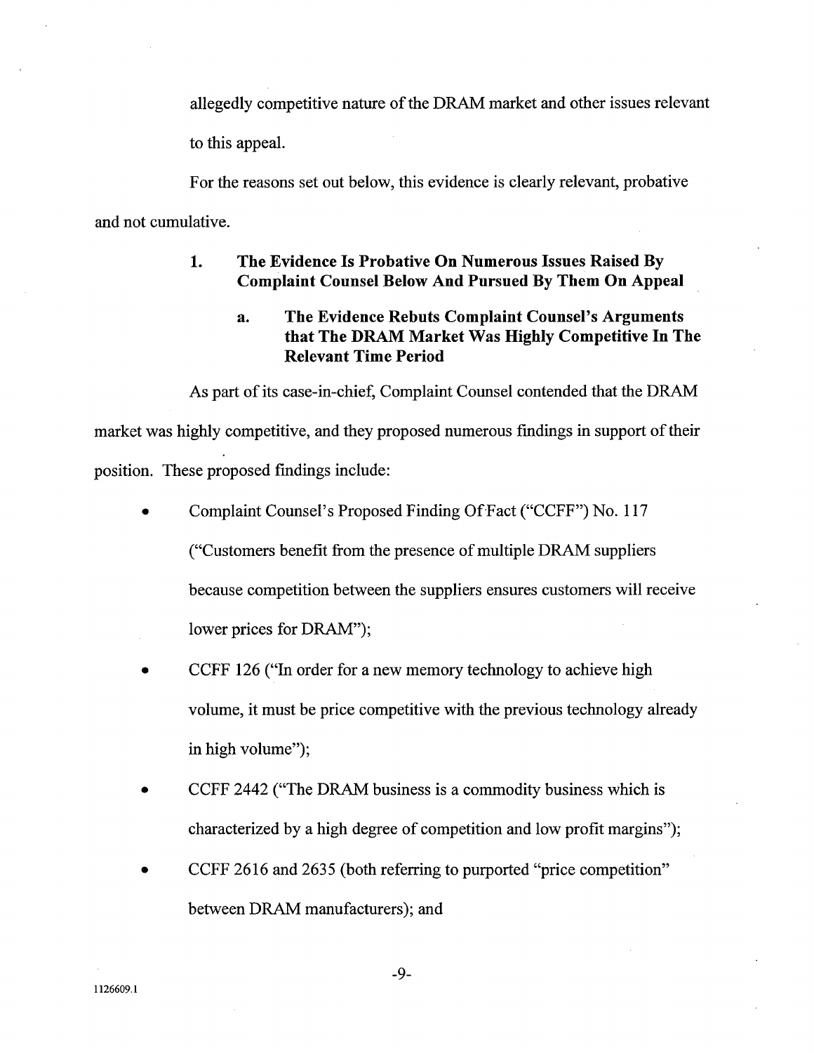allegedly competitive nature of the DRAM market and other issues relevant to this appeal.

For the reasons set out below, this evidence is clearly relevant, probative and not cumulative.

### 1. The Evidence Is Probative On Numerous Issues Raised By Complaint Counsel Below And Pursued By Them On Appeal

#### a. The Evidence Rebuts Complaint Counsel's Arguments that The DRAM Market Was Highly Competitive In The Relevant Time Period

As part of its case-in-chief, Complaint Counsel contended that the DRAM market was highly competitive, and they proposed numerous findings in support of their position. These proposed findings include:

- Complaint Counsel's Proposed Finding Of Fact ("CCFF") No. 117 ("Customers benefit from the presence of multiple DRAM suppliers because competition between the suppliers ensures customers will receive lower prices for DRAM");
- CCFF 126 ("In order for a new memory technology to achieve high volume, it must be price competitive with the previous technology already in high volume");
- CCFF 2442 ("The DRAM business is a commodity business which is characterized by a high degree of competition and low profit margins");
- CCFF 2616 and 2635 (both referring to purported "price competition" between DRAM manufacturers); and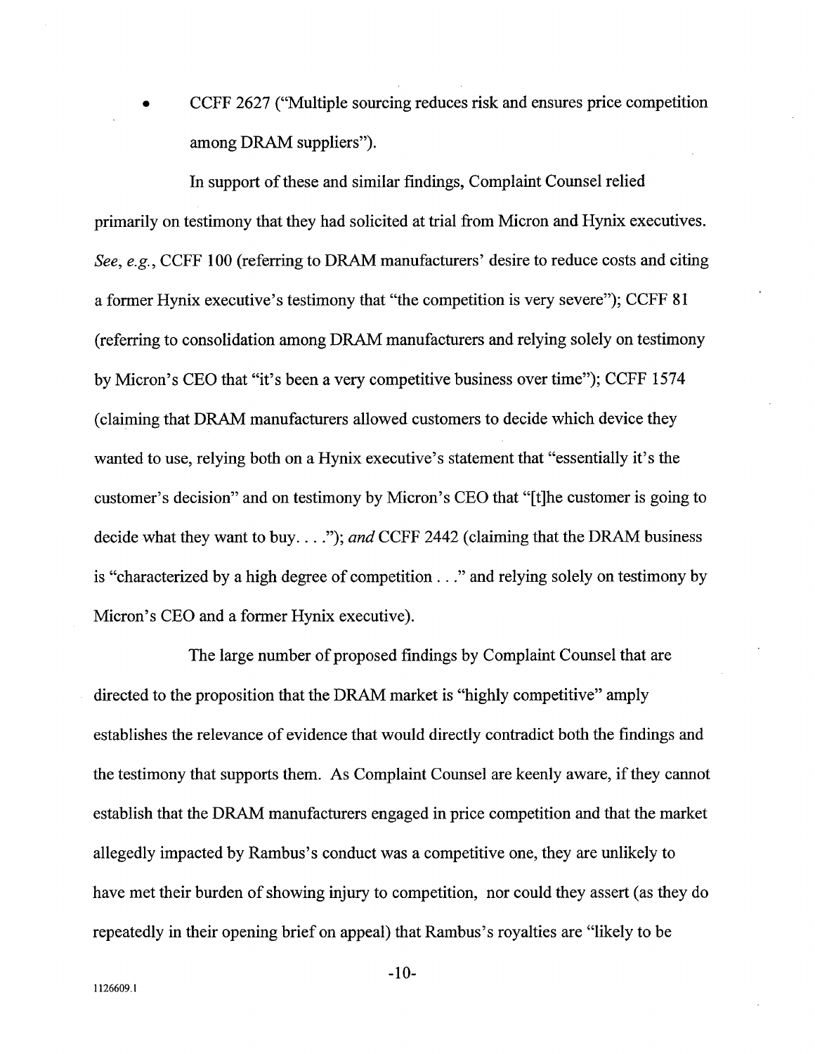- CCFF 2627 ("Multiple sourcing reduces risk and ensures price competition among DRAM suppliers").

In support of these and similar findings, Complaint Counsel relied primarily on testimony that they had solicited at trial from Micron and Hynix executives. *See, e.g.*, CCFF 100 (referring to DRAM manufacturers' desire to reduce costs and citing a former Hynix executive's testimony that "the competition is very severe"); CCFF 81 (referring to consolidation among DRAM manufacturers and relying solely on testimony by Micron's CEO that "it's been a very competitive business over time"); CCFF 1574 (claiming that DRAM manufacturers allowed customers to decide which device they wanted to use, relying both on a Hynix executive's statement that "essentially it's the customer's decision" and on testimony by Micron's CEO that "[t]he customer is going to decide what they want to buy. . . ."); *and* CCFF 2442 (claiming that the DRAM business is "characterized by a high degree of competition . . ." and relying solely on testimony by Micron's CEO and a former Hynix executive).

The large number of proposed findings by Complaint Counsel that are directed to the proposition that the DRAM market is "highly competitive" amply establishes the relevance of evidence that would directly contradict both the findings and the testimony that supports them. As Complaint Counsel are keenly aware, if they cannot establish that the DRAM manufacturers engaged in price competition and that the market allegedly impacted by Rambus's conduct was a competitive one, they are unlikely to have met their burden of showing injury to competition, nor could they assert (as they do repeatedly in their opening brief on appeal) that Rambus's royalties are "likely to be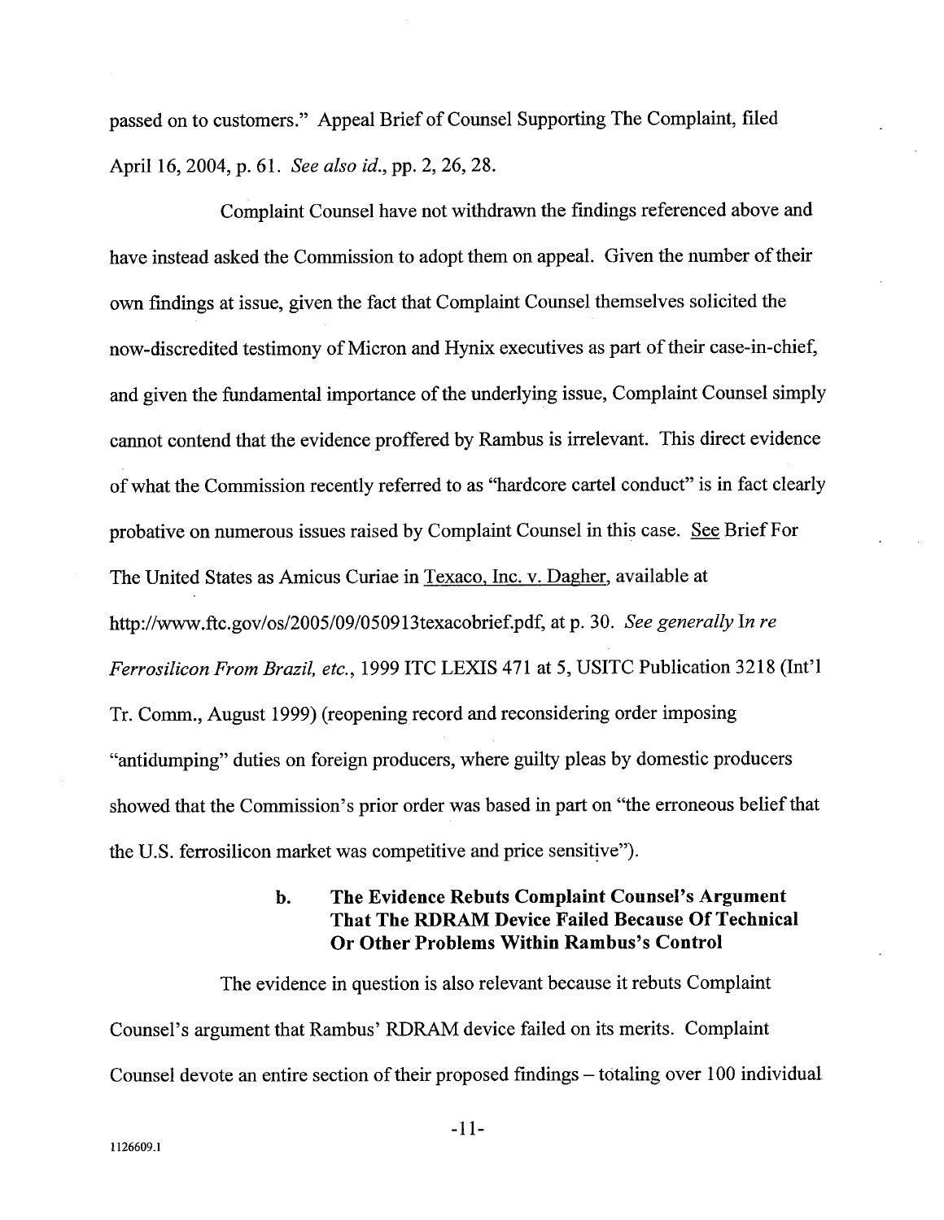passed on to customers." Appeal Brief of Counsel Supporting The Complaint, filed April 16, 2004, p. 61. *See also id.*, pp. 2, 26, 28.

Complaint Counsel have not withdrawn the findings referenced above and have instead asked the Commission to adopt them on appeal. Given the number of their own findings at issue, given the fact that Complaint Counsel themselves solicited the now-discredited testimony of Micron and Hynix executives as part of their case-in-chief, and given the fundamental importance of the underlying issue, Complaint Counsel simply cannot contend that the evidence proffered by Rambus is irrelevant. This direct evidence of what the Commission recently referred to as "hardcore cartel conduct" is in fact clearly probative on numerous issues raised by Complaint Counsel in this case. See Brief For The United States as Amicus Curiae in Texaco, Inc. v. Dagher, available at http://www.ftc.gov/os/2005/09/050913texacobrief.pdf, at p. 30. *See generally In re Ferrosilicon From Brazil, etc.*, 1999 ITC LEXIS 471 at 5, USITC Publication 3218 (Int'l Tr. Comm., August 1999) (reopening record and reconsidering order imposing "antidumping" duties on foreign producers, where guilty pleas by domestic producers showed that the Commission's prior order was based in part on "the erroneous belief that the U.S. ferrosilicon market was competitive and price sensitive").

### b. The Evidence Rebuts Complaint Counsel's Argument That The RDRAM Device Failed Because Of Technical Or Other Problems Within Rambus's Control

The evidence in question is also relevant because it rebuts Complaint Counsel's argument that Rambus' RDRAM device failed on its merits. Complaint Counsel devote an entire section of their proposed findings – totaling over 100 individual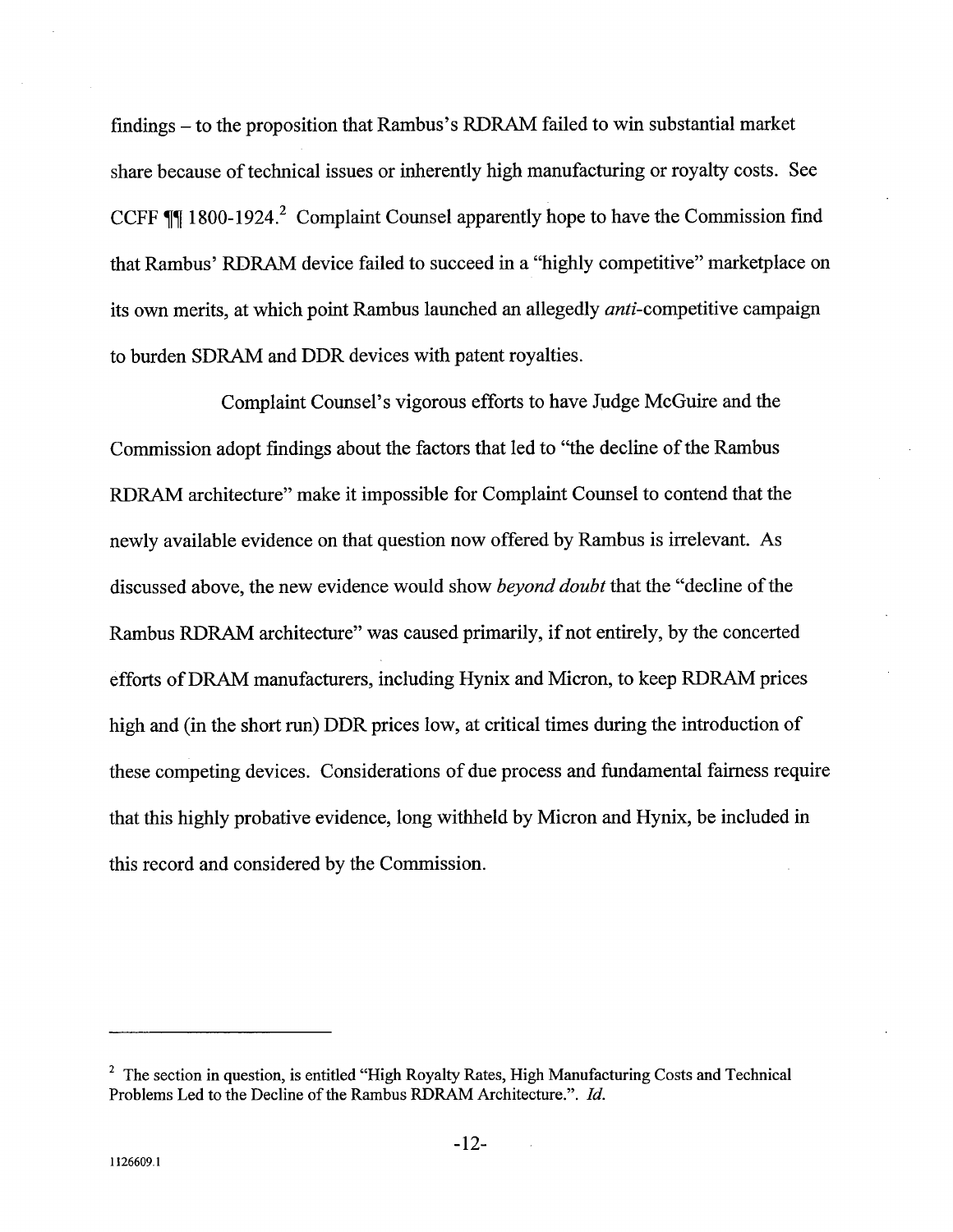findings – to the proposition that Rambus's RDRAM failed to win substantial market share because of technical issues or inherently high manufacturing or royalty costs. See CCFF ¶¶ 1800-1924.[2] Complaint Counsel apparently hope to have the Commission find that Rambus' RDRAM device failed to succeed in a "highly competitive" marketplace on its own merits, at which point Rambus launched an allegedly *anti*-competitive campaign to burden SDRAM and DDR devices with patent royalties.

Complaint Counsel's vigorous efforts to have Judge McGuire and the Commission adopt findings about the factors that led to "the decline of the Rambus RDRAM architecture" make it impossible for Complaint Counsel to contend that the newly available evidence on that question now offered by Rambus is irrelevant. As discussed above, the new evidence would show *beyond doubt* that the "decline of the Rambus RDRAM architecture" was caused primarily, if not entirely, by the concerted efforts of DRAM manufacturers, including Hynix and Micron, to keep RDRAM prices high and (in the short run) DDR prices low, at critical times during the introduction of these competing devices. Considerations of due process and fundamental fairness require that this highly probative evidence, long withheld by Micron and Hynix, be included in this record and considered by the Commission.

---

[2] The section in question, is entitled "High Royalty Rates, High Manufacturing Costs and Technical Problems Led to the Decline of the Rambus RDRAM Architecture.". *Id.*

1126609.1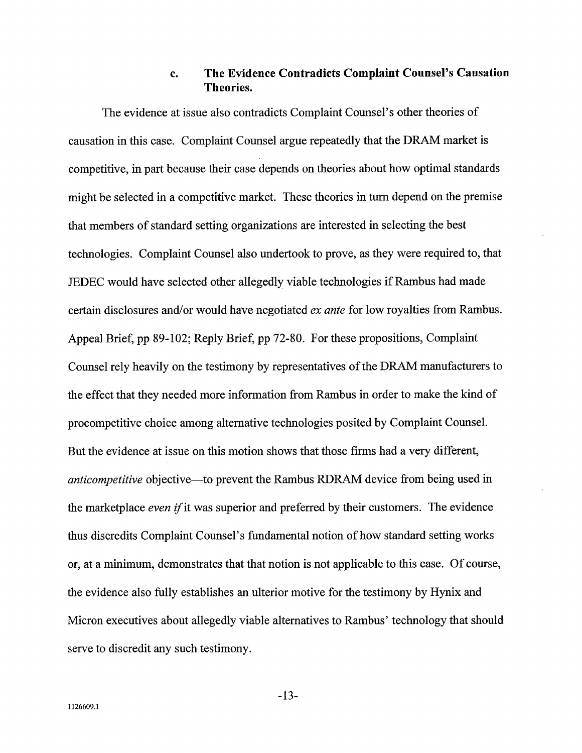### c. The Evidence Contradicts Complaint Counsel's Causation Theories.

The evidence at issue also contradicts Complaint Counsel's other theories of causation in this case. Complaint Counsel argue repeatedly that the DRAM market is competitive, in part because their case depends on theories about how optimal standards might be selected in a competitive market. These theories in turn depend on the premise that members of standard setting organizations are interested in selecting the best technologies. Complaint Counsel also undertook to prove, as they were required to, that JEDEC would have selected other allegedly viable technologies if Rambus had made certain disclosures and/or would have negotiated *ex ante* for low royalties from Rambus. Appeal Brief, pp 89-102; Reply Brief, pp 72-80. For these propositions, Complaint Counsel rely heavily on the testimony by representatives of the DRAM manufacturers to the effect that they needed more information from Rambus in order to make the kind of procompetitive choice among alternative technologies posited by Complaint Counsel. But the evidence at issue on this motion shows that those firms had a very different, *anticompetitive* objective—to prevent the Rambus RDRAM device from being used in the marketplace *even if* it was superior and preferred by their customers. The evidence thus discredits Complaint Counsel's fundamental notion of how standard setting works or, at a minimum, demonstrates that that notion is not applicable to this case. Of course, the evidence also fully establishes an ulterior motive for the testimony by Hynix and Micron executives about allegedly viable alternatives to Rambus' technology that should serve to discredit any such testimony.

1126609.1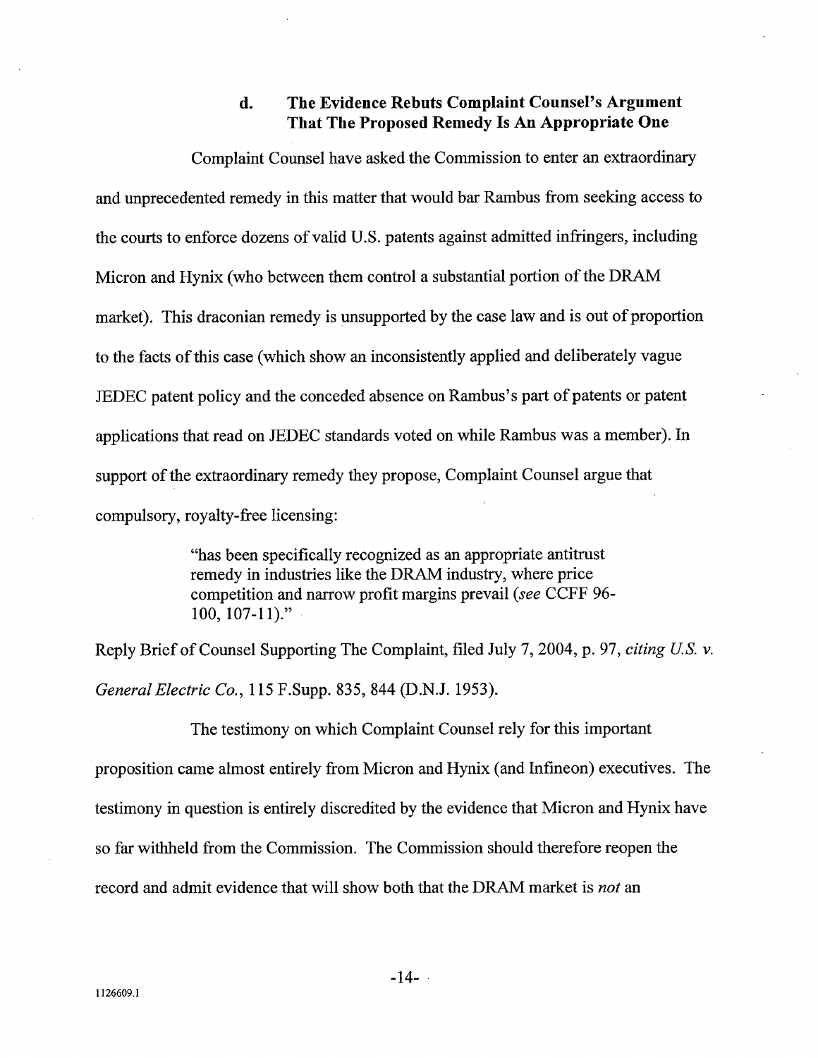### d. The Evidence Rebuts Complaint Counsel's Argument That The Proposed Remedy Is An Appropriate One

Complaint Counsel have asked the Commission to enter an extraordinary and unprecedented remedy in this matter that would bar Rambus from seeking access to the courts to enforce dozens of valid U.S. patents against admitted infringers, including Micron and Hynix (who between them control a substantial portion of the DRAM market). This draconian remedy is unsupported by the case law and is out of proportion to the facts of this case (which show an inconsistently applied and deliberately vague JEDEC patent policy and the conceded absence on Rambus's part of patents or patent applications that read on JEDEC standards voted on while Rambus was a member). In support of the extraordinary remedy they propose, Complaint Counsel argue that compulsory, royalty-free licensing:

> "has been specifically recognized as an appropriate antitrust remedy in industries like the DRAM industry, where price competition and narrow profit margins prevail (*see* CCFF 96-100, 107-11)."

Reply Brief of Counsel Supporting The Complaint, filed July 7, 2004, p. 97, *citing U.S. v. General Electric Co.*, 115 F.Supp. 835, 844 (D.N.J. 1953).

The testimony on which Complaint Counsel rely for this important proposition came almost entirely from Micron and Hynix (and Infineon) executives. The testimony in question is entirely discredited by the evidence that Micron and Hynix have so far withheld from the Commission. The Commission should therefore reopen the record and admit evidence that will show both that the DRAM market is *not* an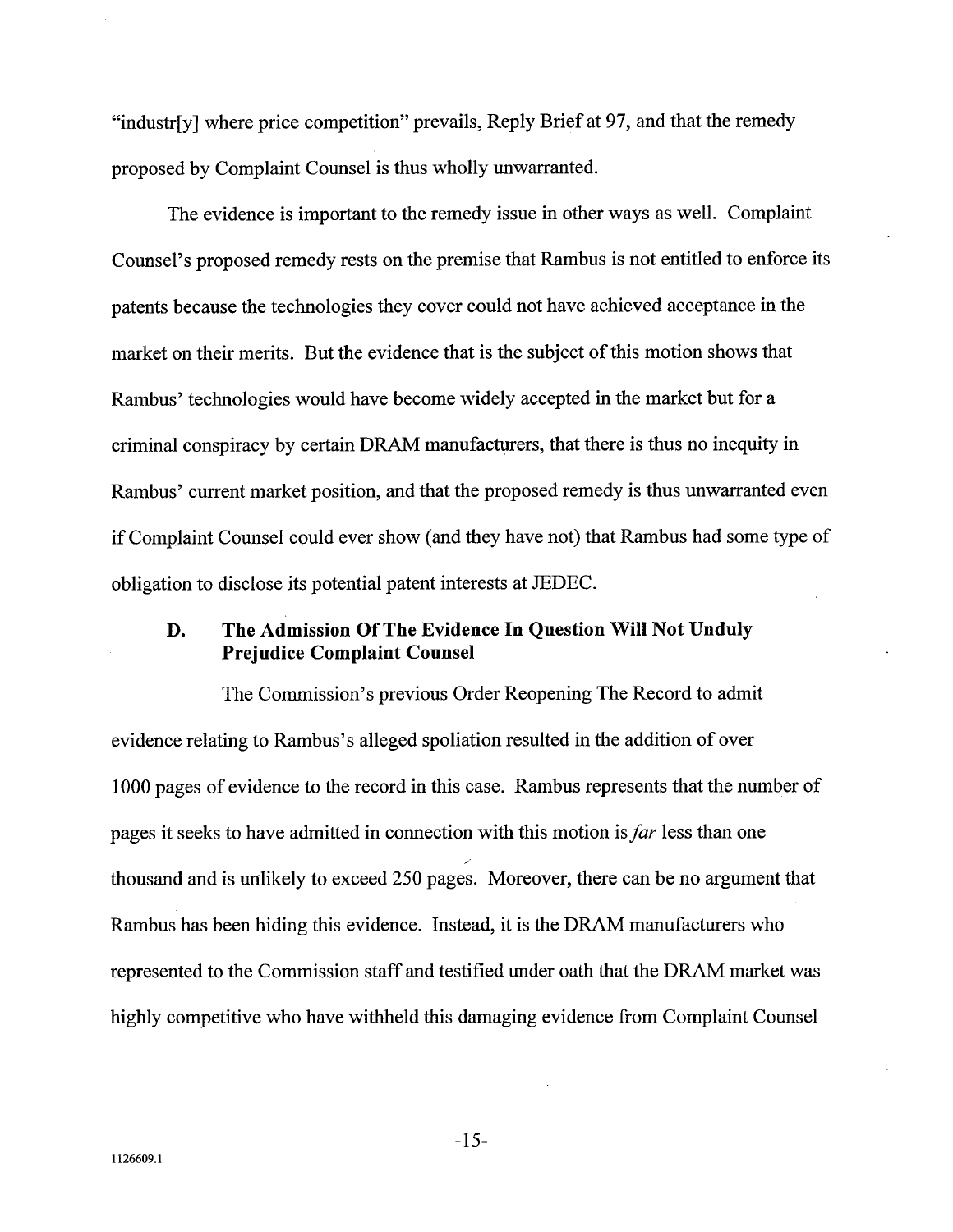"industr[y] where price competition" prevails, Reply Brief at 97, and that the remedy proposed by Complaint Counsel is thus wholly unwarranted.

The evidence is important to the remedy issue in other ways as well. Complaint Counsel's proposed remedy rests on the premise that Rambus is not entitled to enforce its patents because the technologies they cover could not have achieved acceptance in the market on their merits. But the evidence that is the subject of this motion shows that Rambus' technologies would have become widely accepted in the market but for a criminal conspiracy by certain DRAM manufacturers, that there is thus no inequity in Rambus' current market position, and that the proposed remedy is thus unwarranted even if Complaint Counsel could ever show (and they have not) that Rambus had some type of obligation to disclose its potential patent interests at JEDEC.

### D. The Admission Of The Evidence In Question Will Not Unduly Prejudice Complaint Counsel

The Commission's previous Order Reopening The Record to admit evidence relating to Rambus's alleged spoliation resulted in the addition of over 1000 pages of evidence to the record in this case. Rambus represents that the number of pages it seeks to have admitted in connection with this motion is *far* less than one thousand and is unlikely to exceed 250 pages. Moreover, there can be no argument that Rambus has been hiding this evidence. Instead, it is the DRAM manufacturers who represented to the Commission staff and testified under oath that the DRAM market was highly competitive who have withheld this damaging evidence from Complaint Counsel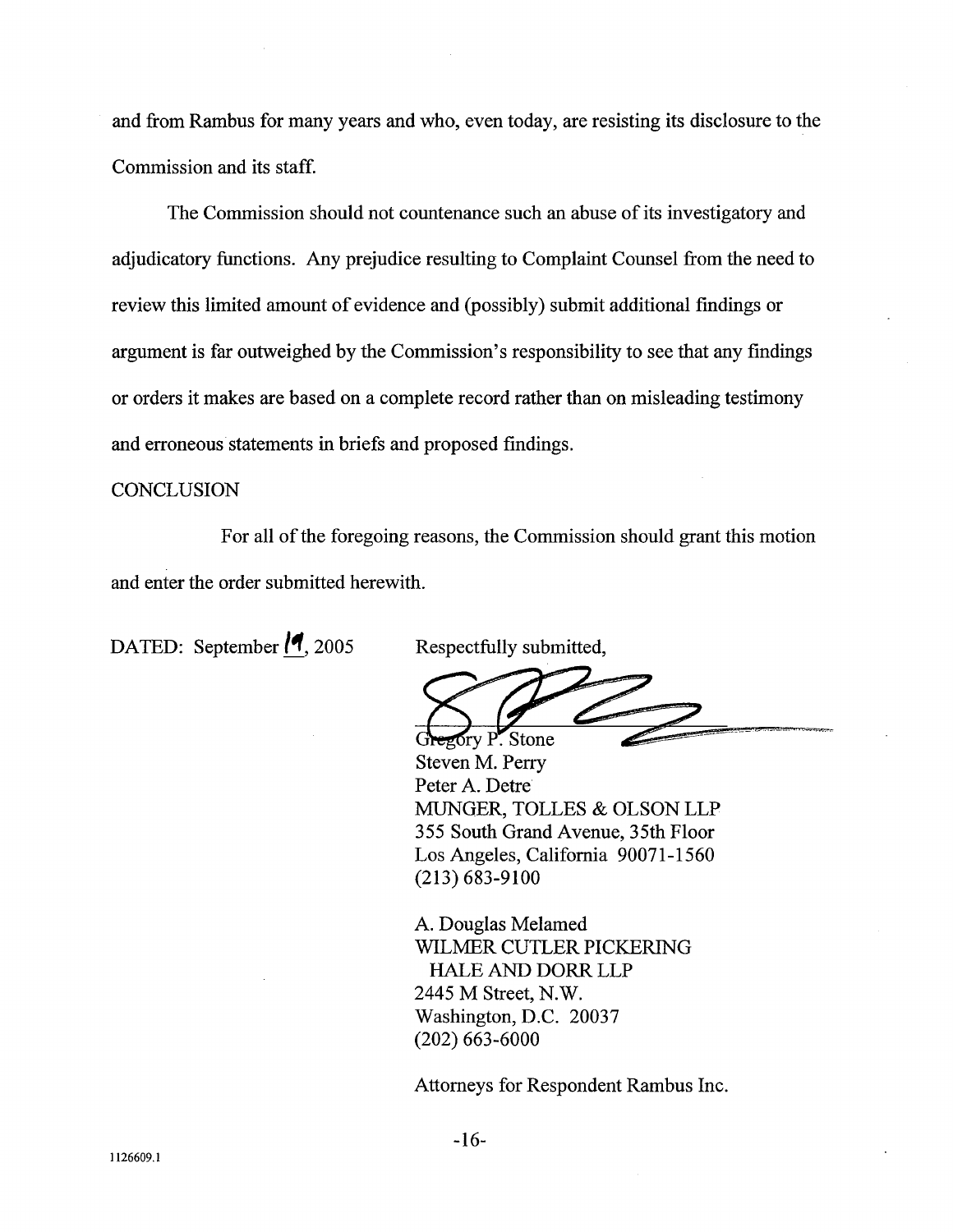and from Rambus for many years and who, even today, are resisting its disclosure to the Commission and its staff.

The Commission should not countenance such an abuse of its investigatory and adjudicatory functions. Any prejudice resulting to Complaint Counsel from the need to review this limited amount of evidence and (possibly) submit additional findings or argument is far outweighed by the Commission's responsibility to see that any findings or orders it makes are based on a complete record rather than on misleading testimony and erroneous statements in briefs and proposed findings.

CONCLUSION

For all of the foregoing reasons, the Commission should grant this motion and enter the order submitted herewith.

DATED: September 19, 2005

Respectfully submitted,

Gregory P. Stone  
Steven M. Perry  
Peter A. Detre  
MUNGER, TOLLES & OLSON LLP  
355 South Grand Avenue, 35th Floor  
Los Angeles, California 90071-1560  
(213) 683-9100

A. Douglas Melamed  
WILMER CUTLER PICKERING  
HALE AND DORR LLP  
2445 M Street, N.W.  
Washington, D.C. 20037  
(202) 663-6000

Attorneys for Respondent Rambus Inc.

1126609.1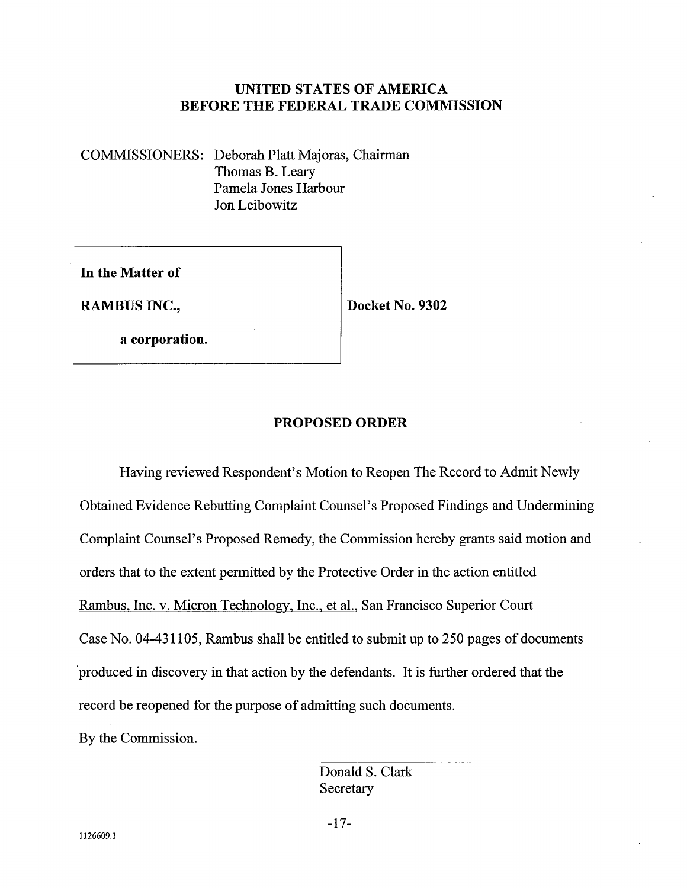**UNITED STATES OF AMERICA**
**BEFORE THE FEDERAL TRADE COMMISSION**

COMMISSIONERS: Deborah Platt Majoras, Chairman
Thomas B. Leary
Pamela Jones Harbour
Jon Leibowitz

| | |
|---|---|
| **In the Matter of**<br><br>**RAMBUS INC.,**<br><br>**a corporation.** | **Docket No. 9302** |

## PROPOSED ORDER

Having reviewed Respondent's Motion to Reopen The Record to Admit Newly Obtained Evidence Rebutting Complaint Counsel's Proposed Findings and Undermining Complaint Counsel's Proposed Remedy, the Commission hereby grants said motion and orders that to the extent permitted by the Protective Order in the action entitled Rambus, Inc. v. Micron Technology, Inc., et al., San Francisco Superior Court Case No. 04-431105, Rambus shall be entitled to submit up to 250 pages of documents produced in discovery in that action by the defendants. It is further ordered that the record be reopened for the purpose of admitting such documents.

By the Commission.

Donald S. Clark
Secretary

1126609.1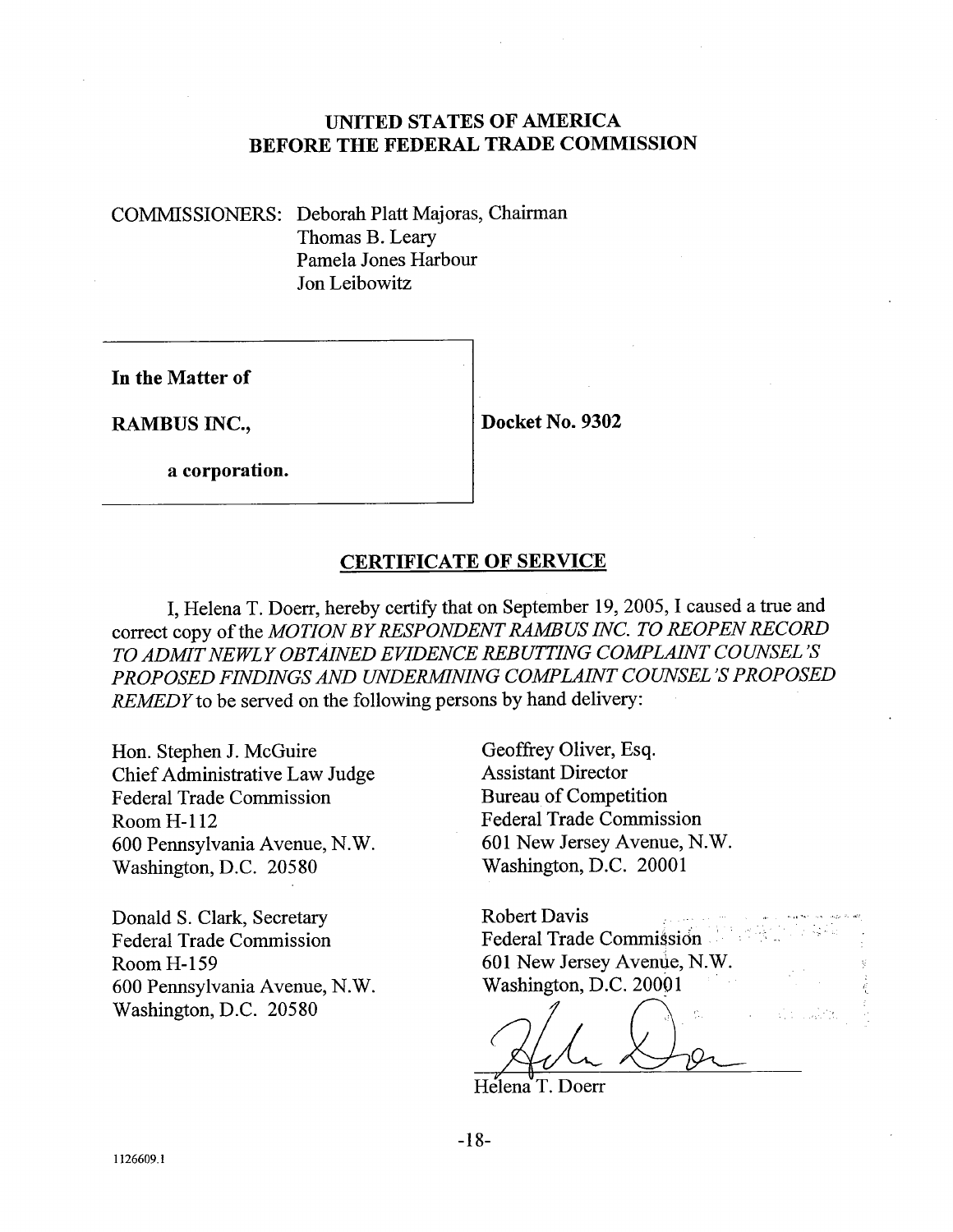**UNITED STATES OF AMERICA**
**BEFORE THE FEDERAL TRADE COMMISSION**

COMMISSIONERS: Deborah Platt Majoras, Chairman
Thomas B. Leary
Pamela Jones Harbour
Jon Leibowitz

| | |
|---|---|
| **In the Matter of**<br><br>**RAMBUS INC.,**<br><br>**a corporation.** | **Docket No. 9302** |

## CERTIFICATE OF SERVICE

I, Helena T. Doerr, hereby certify that on September 19, 2005, I caused a true and correct copy of the *MOTION BY RESPONDENT RAMBUS INC. TO REOPEN RECORD TO ADMIT NEWLY OBTAINED EVIDENCE REBUTTING COMPLAINT COUNSEL'S PROPOSED FINDINGS AND UNDERMINING COMPLAINT COUNSEL'S PROPOSED REMEDY* to be served on the following persons by hand delivery:

Hon. Stephen J. McGuire
Chief Administrative Law Judge
Federal Trade Commission
Room H-112
600 Pennsylvania Avenue, N.W.
Washington, D.C. 20580

Donald S. Clark, Secretary
Federal Trade Commission
Room H-159
600 Pennsylvania Avenue, N.W.
Washington, D.C. 20580

Geoffrey Oliver, Esq.
Assistant Director
Bureau of Competition
Federal Trade Commission
601 New Jersey Avenue, N.W.
Washington, D.C. 20001

Robert Davis
Federal Trade Commission
601 New Jersey Avenue, N.W.
Washington, D.C. 20001

Helena T. Doerr

1126609.1